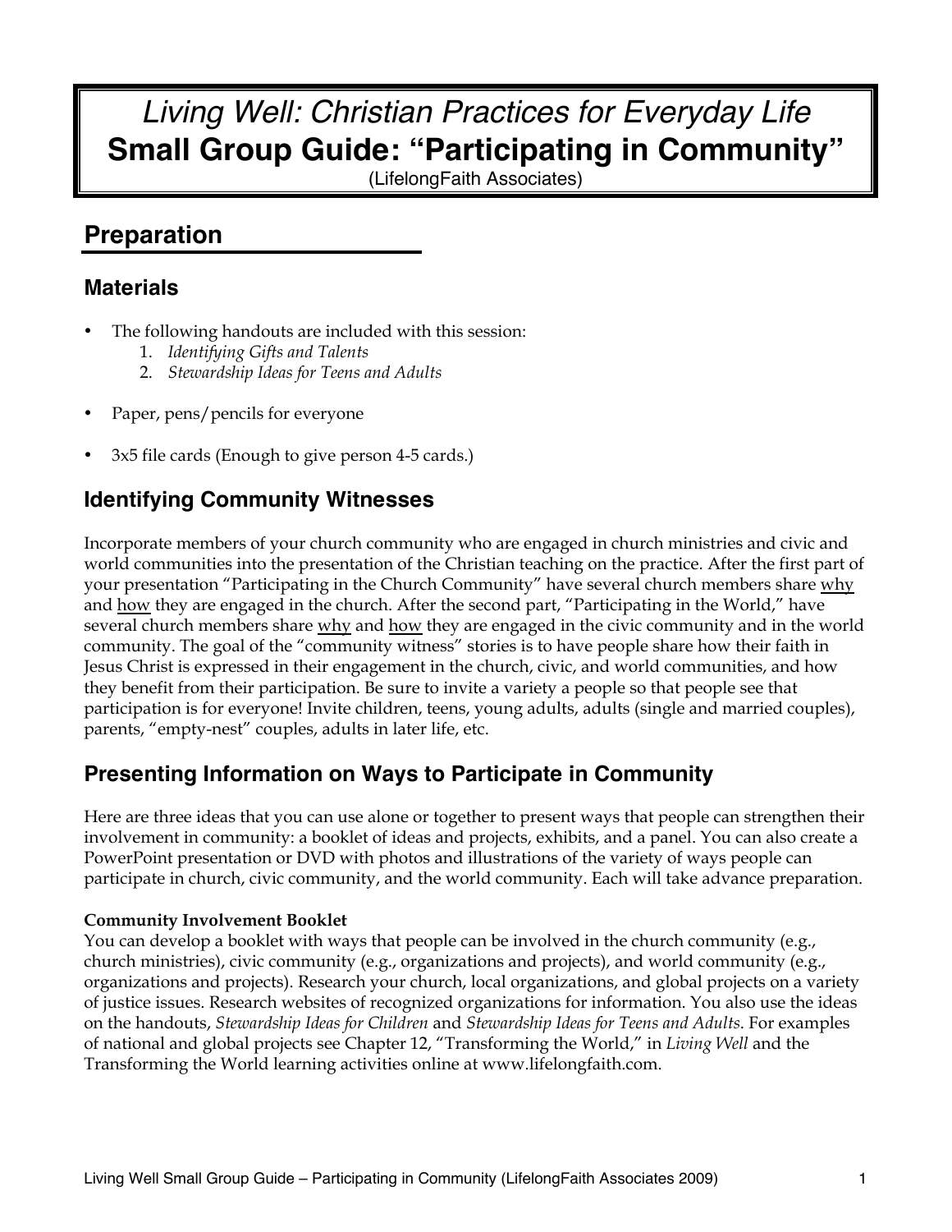# *Living Well: Christian Practices for Everyday Life*
# Small Group Guide: "Participating in Community"

(LifelongFaith Associates)

## Preparation

### Materials

- The following handouts are included with this session:
  1. *Identifying Gifts and Talents*
  2. *Stewardship Ideas for Teens and Adults*
- Paper, pens/pencils for everyone
- 3x5 file cards (Enough to give person 4-5 cards.)

### Identifying Community Witnesses

Incorporate members of your church community who are engaged in church ministries and civic and world communities into the presentation of the Christian teaching on the practice. After the first part of your presentation "Participating in the Church Community" have several church members share <u>why</u> and <u>how</u> they are engaged in the church. After the second part, "Participating in the World," have several church members share <u>why</u> and <u>how</u> they are engaged in the civic community and in the world community. The goal of the "community witness" stories is to have people share how their faith in Jesus Christ is expressed in their engagement in the church, civic, and world communities, and how they benefit from their participation. Be sure to invite a variety a people so that people see that participation is for everyone! Invite children, teens, young adults, adults (single and married couples), parents, "empty-nest" couples, adults in later life, etc.

### Presenting Information on Ways to Participate in Community

Here are three ideas that you can use alone or together to present ways that people can strengthen their involvement in community: a booklet of ideas and projects, exhibits, and a panel. You can also create a PowerPoint presentation or DVD with photos and illustrations of the variety of ways people can participate in church, civic community, and the world community. Each will take advance preparation.

**Community Involvement Booklet**
You can develop a booklet with ways that people can be involved in the church community (e.g., church ministries), civic community (e.g., organizations and projects), and world community (e.g., organizations and projects). Research your church, local organizations, and global projects on a variety of justice issues. Research websites of recognized organizations for information. You also use the ideas on the handouts, *Stewardship Ideas for Children* and *Stewardship Ideas for Teens and Adults*. For examples of national and global projects see Chapter 12, "Transforming the World," in *Living Well* and the Transforming the World learning activities online at www.lifelongfaith.com.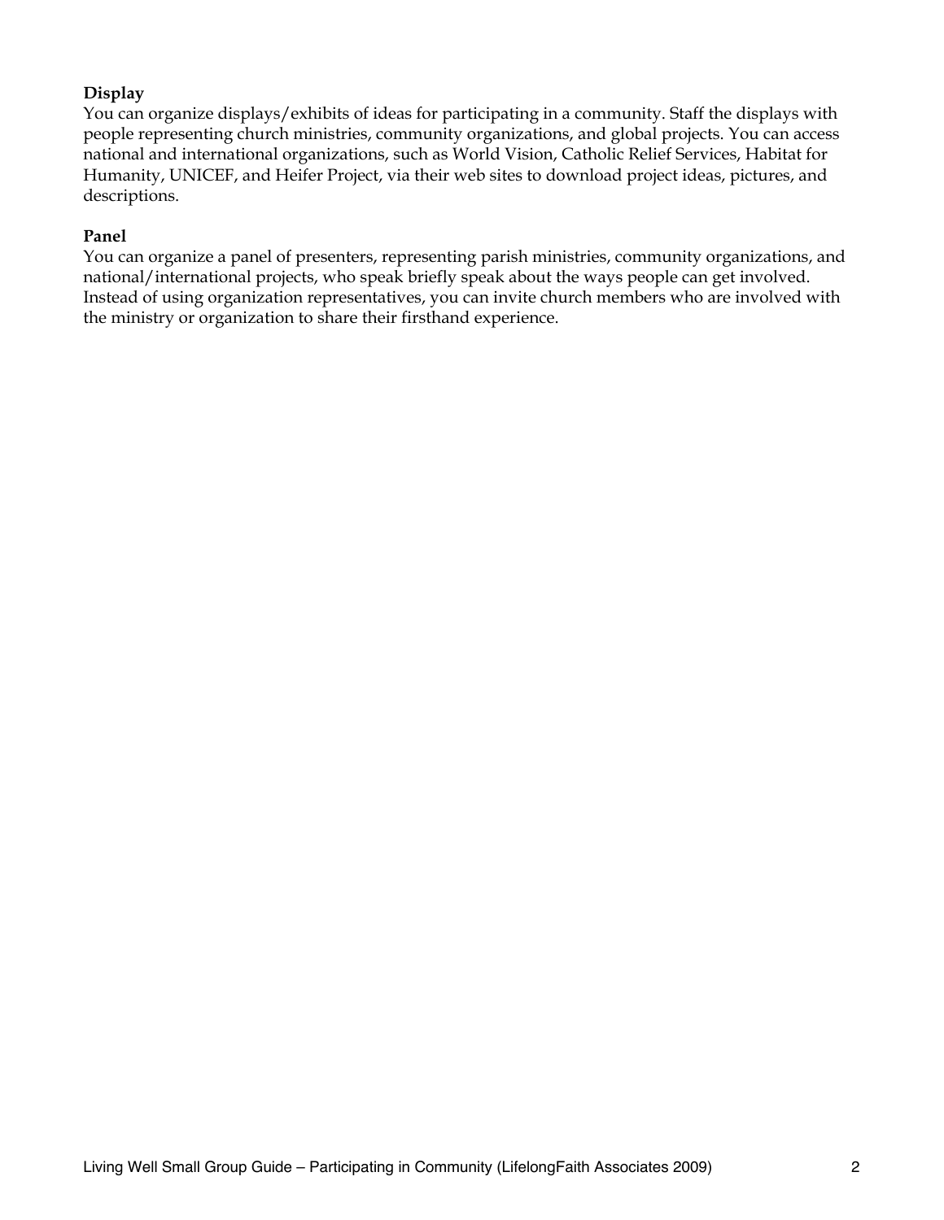**Display**
You can organize displays/exhibits of ideas for participating in a community. Staff the displays with people representing church ministries, community organizations, and global projects. You can access national and international organizations, such as World Vision, Catholic Relief Services, Habitat for Humanity, UNICEF, and Heifer Project, via their web sites to download project ideas, pictures, and descriptions.

**Panel**
You can organize a panel of presenters, representing parish ministries, community organizations, and national/international projects, who speak briefly speak about the ways people can get involved. Instead of using organization representatives, you can invite church members who are involved with the ministry or organization to share their firsthand experience.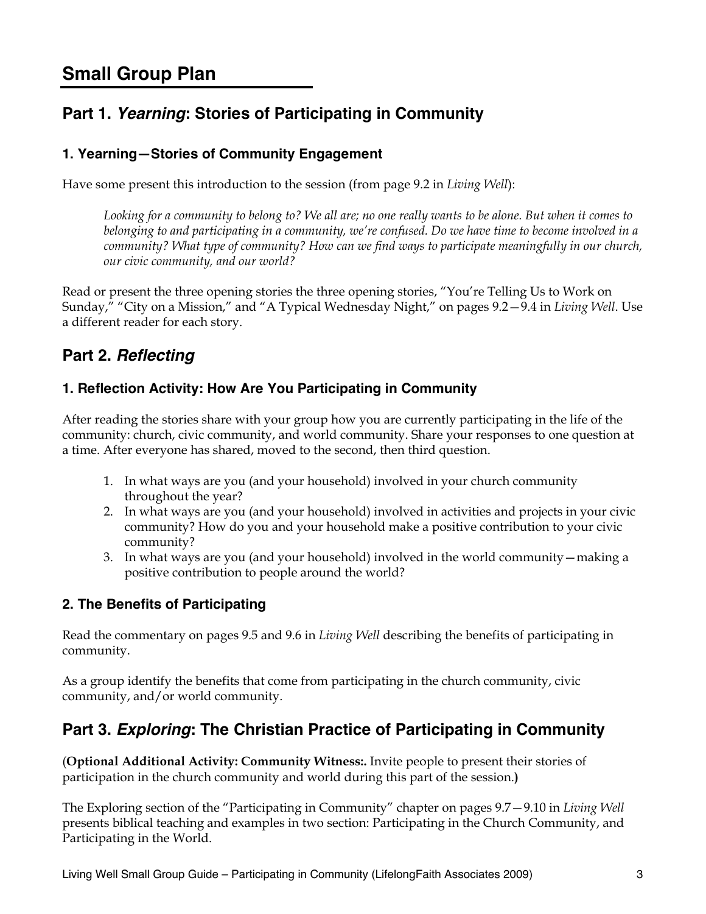# Small Group Plan

## Part 1. *Yearning*: Stories of Participating in Community

### 1. Yearning—Stories of Community Engagement

Have some present this introduction to the session (from page 9.2 in *Living Well*):

> *Looking for a community to belong to? We all are; no one really wants to be alone. But when it comes to belonging to and participating in a community, we're confused. Do we have time to become involved in a community? What type of community? How can we find ways to participate meaningfully in our church, our civic community, and our world?*

Read or present the three opening stories the three opening stories, "You're Telling Us to Work on Sunday," "City on a Mission," and "A Typical Wednesday Night," on pages 9.2—9.4 in *Living Well*. Use a different reader for each story.

## Part 2. *Reflecting*

### 1. Reflection Activity: How Are You Participating in Community

After reading the stories share with your group how you are currently participating in the life of the community: church, civic community, and world community. Share your responses to one question at a time. After everyone has shared, moved to the second, then third question.

1. In what ways are you (and your household) involved in your church community throughout the year?
2. In what ways are you (and your household) involved in activities and projects in your civic community? How do you and your household make a positive contribution to your civic community?
3. In what ways are you (and your household) involved in the world community—making a positive contribution to people around the world?

### 2. The Benefits of Participating

Read the commentary on pages 9.5 and 9.6 in *Living Well* describing the benefits of participating in community.

As a group identify the benefits that come from participating in the church community, civic community, and/or world community.

## Part 3. *Exploring*: The Christian Practice of Participating in Community

(**Optional Additional Activity: Community Witness:.** Invite people to present their stories of participation in the church community and world during this part of the session.**)**

The Exploring section of the "Participating in Community" chapter on pages 9.7—9.10 in *Living Well* presents biblical teaching and examples in two section: Participating in the Church Community, and Participating in the World.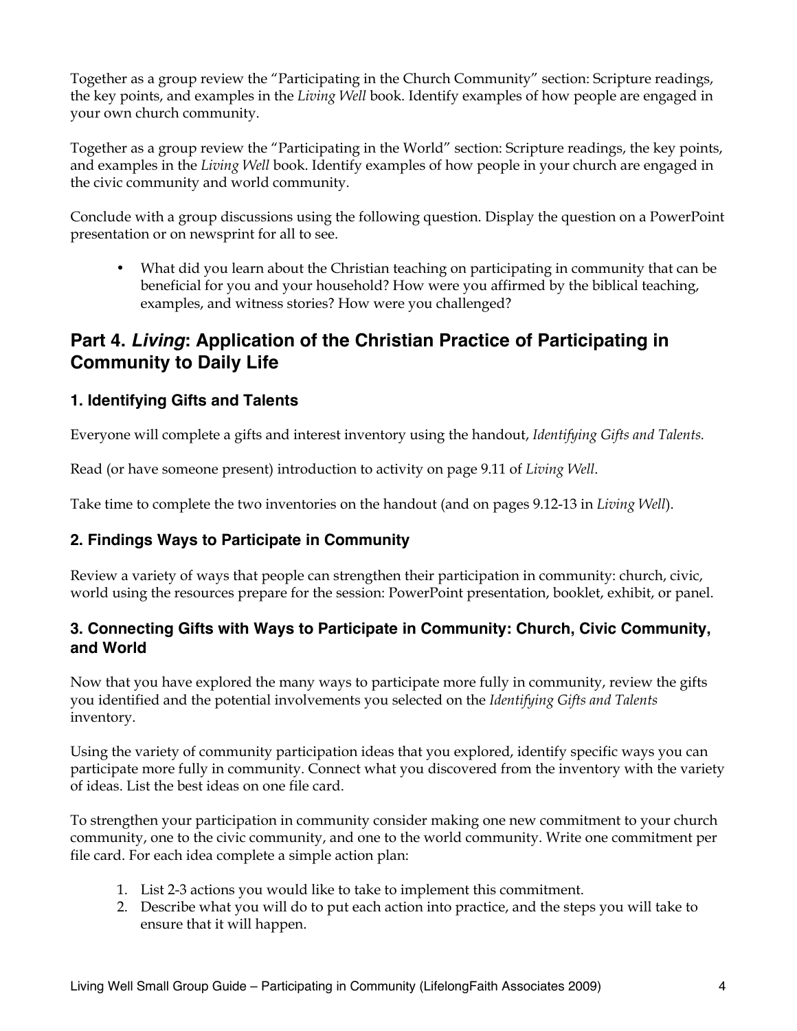Together as a group review the "Participating in the Church Community" section: Scripture readings, the key points, and examples in the *Living Well* book. Identify examples of how people are engaged in your own church community.

Together as a group review the "Participating in the World" section: Scripture readings, the key points, and examples in the *Living Well* book. Identify examples of how people in your church are engaged in the civic community and world community.

Conclude with a group discussions using the following question. Display the question on a PowerPoint presentation or on newsprint for all to see.

- What did you learn about the Christian teaching on participating in community that can be beneficial for you and your household? How were you affirmed by the biblical teaching, examples, and witness stories? How were you challenged?

## Part 4. *Living*: Application of the Christian Practice of Participating in Community to Daily Life

### 1. Identifying Gifts and Talents

Everyone will complete a gifts and interest inventory using the handout, *Identifying Gifts and Talents.*

Read (or have someone present) introduction to activity on page 9.11 of *Living Well*.

Take time to complete the two inventories on the handout (and on pages 9.12-13 in *Living Well*).

### 2. Findings Ways to Participate in Community

Review a variety of ways that people can strengthen their participation in community: church, civic, world using the resources prepare for the session: PowerPoint presentation, booklet, exhibit, or panel.

### 3. Connecting Gifts with Ways to Participate in Community: Church, Civic Community, and World

Now that you have explored the many ways to participate more fully in community, review the gifts you identified and the potential involvements you selected on the *Identifying Gifts and Talents* inventory.

Using the variety of community participation ideas that you explored, identify specific ways you can participate more fully in community. Connect what you discovered from the inventory with the variety of ideas. List the best ideas on one file card.

To strengthen your participation in community consider making one new commitment to your church community, one to the civic community, and one to the world community. Write one commitment per file card. For each idea complete a simple action plan:

1. List 2-3 actions you would like to take to implement this commitment.
2. Describe what you will do to put each action into practice, and the steps you will take to ensure that it will happen.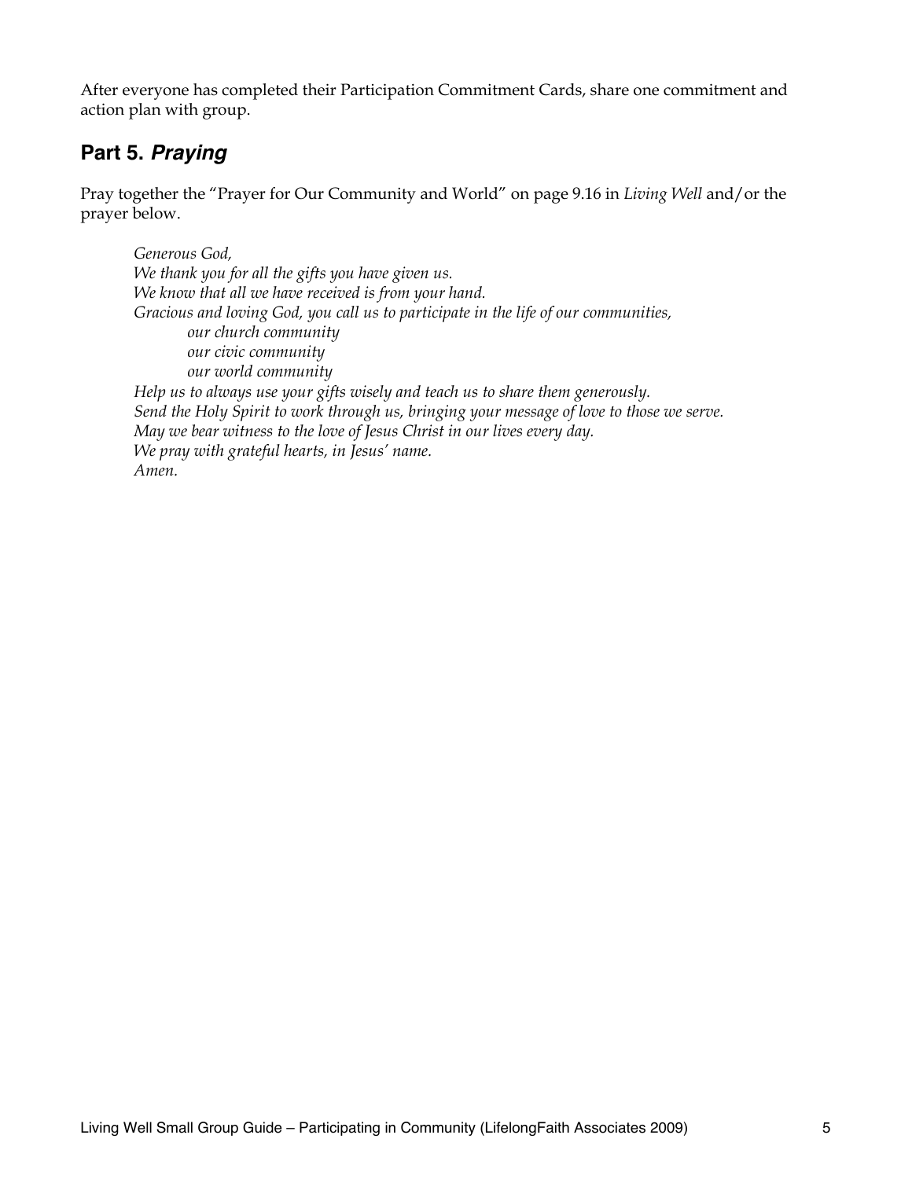After everyone has completed their Participation Commitment Cards, share one commitment and action plan with group.

## Part 5. *Praying*

Pray together the "Prayer for Our Community and World" on page 9.16 in *Living Well* and/or the prayer below.

> *Generous God,*
> *We thank you for all the gifts you have given us.*
> *We know that all we have received is from your hand.*
> *Gracious and loving God, you call us to participate in the life of our communities,*
> *our church community*
> *our civic community*
> *our world community*
> *Help us to always use your gifts wisely and teach us to share them generously.*
> *Send the Holy Spirit to work through us, bringing your message of love to those we serve.*
> *May we bear witness to the love of Jesus Christ in our lives every day.*
> *We pray with grateful hearts, in Jesus' name.*
> *Amen.*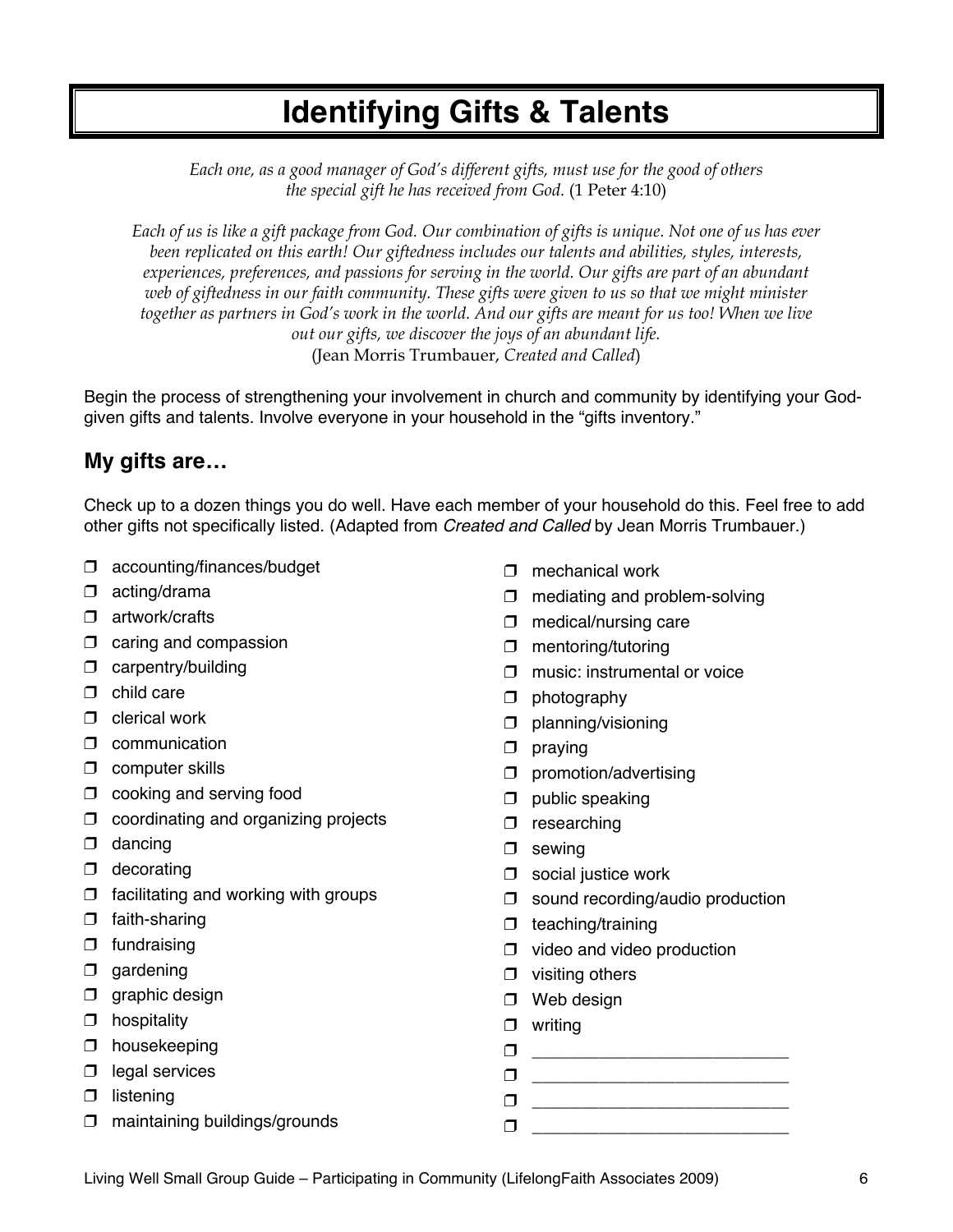# Identifying Gifts & Talents

*Each one, as a good manager of God's different gifts, must use for the good of others the special gift he has received from God.* (1 Peter 4:10)

*Each of us is like a gift package from God. Our combination of gifts is unique. Not one of us has ever been replicated on this earth! Our giftedness includes our talents and abilities, styles, interests, experiences, preferences, and passions for serving in the world. Our gifts are part of an abundant web of giftedness in our faith community. These gifts were given to us so that we might minister together as partners in God's work in the world. And our gifts are meant for us too! When we live out our gifts, we discover the joys of an abundant life.*
(Jean Morris Trumbauer, *Created and Called*)

Begin the process of strengthening your involvement in church and community by identifying your God-given gifts and talents. Involve everyone in your household in the "gifts inventory."

## My gifts are…

Check up to a dozen things you do well. Have each member of your household do this. Feel free to add other gifts not specifically listed. (Adapted from *Created and Called* by Jean Morris Trumbauer.)

- ❐ accounting/finances/budget
- ❐ acting/drama
- ❐ artwork/crafts
- ❐ caring and compassion
- ❐ carpentry/building
- ❐ child care
- ❐ clerical work
- ❐ communication
- ❐ computer skills
- ❐ cooking and serving food
- ❐ coordinating and organizing projects
- ❐ dancing
- ❐ decorating
- ❐ facilitating and working with groups
- ❐ faith-sharing
- ❐ fundraising
- ❐ gardening
- ❐ graphic design
- ❐ hospitality
- ❐ housekeeping
- ❐ legal services
- ❐ listening
- ❐ maintaining buildings/grounds
- ❐ mechanical work
- ❐ mediating and problem-solving
- ❐ medical/nursing care
- ❐ mentoring/tutoring
- ❐ music: instrumental or voice
- ❐ photography
- ❐ planning/visioning
- ❐ praying
- ❐ promotion/advertising
- ❐ public speaking
- ❐ researching
- ❐ sewing
- ❐ social justice work
- ❐ sound recording/audio production
- ❐ teaching/training
- ❐ video and video production
- ❐ visiting others
- ❐ Web design
- ❐ writing
- ❐ ___________________________
- ❐ ___________________________
- ❐ ___________________________
- ❐ ___________________________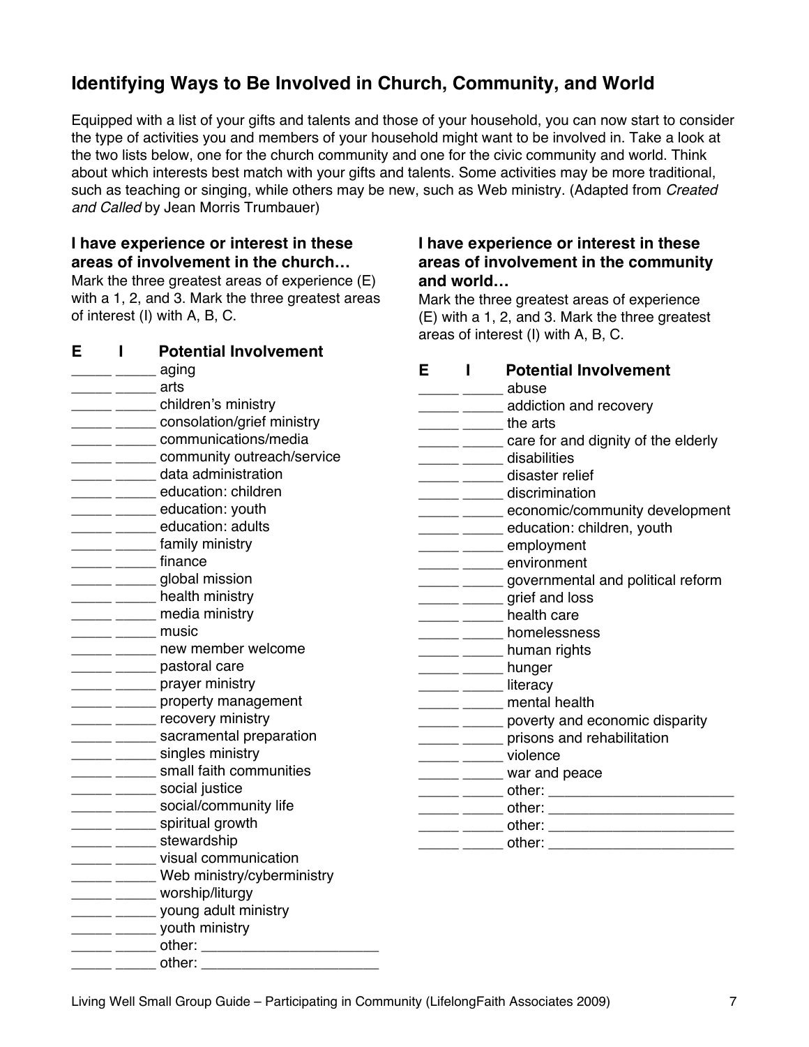## Identifying Ways to Be Involved in Church, Community, and World

Equipped with a list of your gifts and talents and those of your household, you can now start to consider the type of activities you and members of your household might want to be involved in. Take a look at the two lists below, one for the church community and one for the civic community and world. Think about which interests best match with your gifts and talents. Some activities may be more traditional, such as teaching or singing, while others may be new, such as Web ministry. (Adapted from *Created and Called* by Jean Morris Trumbauer)

**I have experience or interest in these areas of involvement in the church…**
Mark the three greatest areas of experience (E) with a 1, 2, and 3. Mark the three greatest areas of interest (I) with A, B, C.

| E | I | Potential Involvement |
|---|---|---|
| _____ | _____ | aging |
| _____ | _____ | arts |
| _____ | _____ | children's ministry |
| _____ | _____ | consolation/grief ministry |
| _____ | _____ | communications/media |
| _____ | _____ | community outreach/service |
| _____ | _____ | data administration |
| _____ | _____ | education: children |
| _____ | _____ | education: youth |
| _____ | _____ | education: adults |
| _____ | _____ | family ministry |
| _____ | _____ | finance |
| _____ | _____ | global mission |
| _____ | _____ | health ministry |
| _____ | _____ | media ministry |
| _____ | _____ | music |
| _____ | _____ | new member welcome |
| _____ | _____ | pastoral care |
| _____ | _____ | prayer ministry |
| _____ | _____ | property management |
| _____ | _____ | recovery ministry |
| _____ | _____ | sacramental preparation |
| _____ | _____ | singles ministry |
| _____ | _____ | small faith communities |
| _____ | _____ | social justice |
| _____ | _____ | social/community life |
| _____ | _____ | spiritual growth |
| _____ | _____ | stewardship |
| _____ | _____ | visual communication |
| _____ | _____ | Web ministry/cyberministry |
| _____ | _____ | worship/liturgy |
| _____ | _____ | young adult ministry |
| _____ | _____ | youth ministry |
| _____ | _____ | other: _______________________ |
| _____ | _____ | other: _______________________ |

**I have experience or interest in these areas of involvement in the community and world…**
Mark the three greatest areas of experience (E) with a 1, 2, and 3. Mark the three greatest areas of interest (I) with A, B, C.

| E | I | Potential Involvement |
|---|---|---|
| _____ | _____ | abuse |
| _____ | _____ | addiction and recovery |
| _____ | _____ | the arts |
| _____ | _____ | care for and dignity of the elderly |
| _____ | _____ | disabilities |
| _____ | _____ | disaster relief |
| _____ | _____ | discrimination |
| _____ | _____ | economic/community development |
| _____ | _____ | education: children, youth |
| _____ | _____ | employment |
| _____ | _____ | environment |
| _____ | _____ | governmental and political reform |
| _____ | _____ | grief and loss |
| _____ | _____ | health care |
| _____ | _____ | homelessness |
| _____ | _____ | human rights |
| _____ | _____ | hunger |
| _____ | _____ | literacy |
| _____ | _____ | mental health |
| _____ | _____ | poverty and economic disparity |
| _____ | _____ | prisons and rehabilitation |
| _____ | _____ | violence |
| _____ | _____ | war and peace |
| _____ | _____ | other: _______________________ |
| _____ | _____ | other: _______________________ |
| _____ | _____ | other: _______________________ |
| _____ | _____ | other: _______________________ |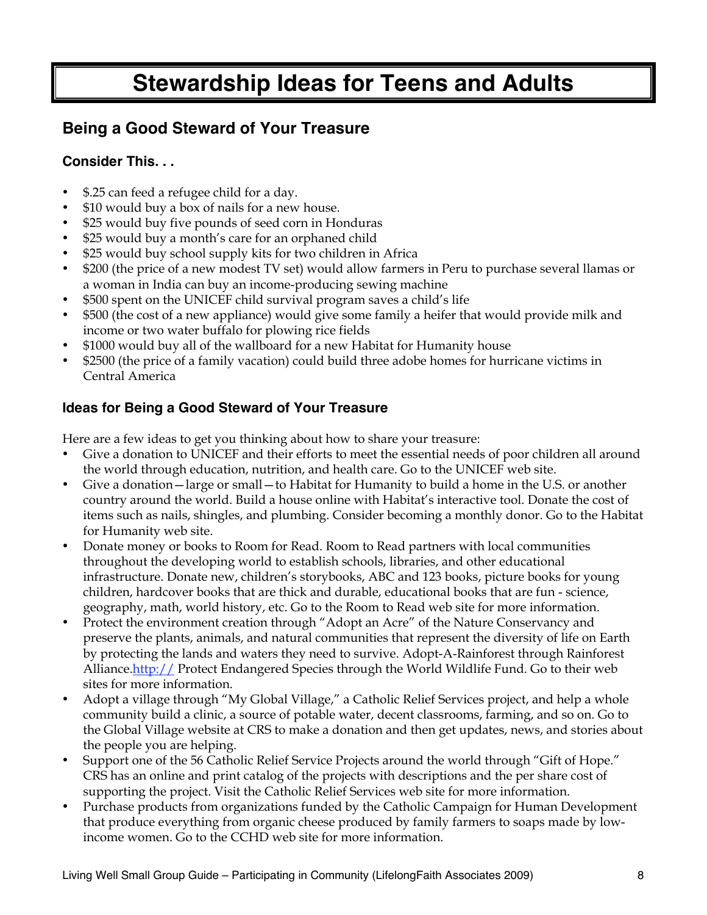# Stewardship Ideas for Teens and Adults

## Being a Good Steward of Your Treasure

### Consider This. . .

- $.25 can feed a refugee child for a day.
- $10 would buy a box of nails for a new house.
- $25 would buy five pounds of seed corn in Honduras
- $25 would buy a month's care for an orphaned child
- $25 would buy school supply kits for two children in Africa
- $200 (the price of a new modest TV set) would allow farmers in Peru to purchase several llamas or a woman in India can buy an income-producing sewing machine
- $500 spent on the UNICEF child survival program saves a child's life
- $500 (the cost of a new appliance) would give some family a heifer that would provide milk and income or two water buffalo for plowing rice fields
- $1000 would buy all of the wallboard for a new Habitat for Humanity house
- $2500 (the price of a family vacation) could build three adobe homes for hurricane victims in Central America

### Ideas for Being a Good Steward of Your Treasure

Here are a few ideas to get you thinking about how to share your treasure:

- Give a donation to UNICEF and their efforts to meet the essential needs of poor children all around the world through education, nutrition, and health care. Go to the UNICEF web site.
- Give a donation—large or small—to Habitat for Humanity to build a home in the U.S. or another country around the world. Build a house online with Habitat's interactive tool. Donate the cost of items such as nails, shingles, and plumbing. Consider becoming a monthly donor. Go to the Habitat for Humanity web site.
- Donate money or books to Room for Read. Room to Read partners with local communities throughout the developing world to establish schools, libraries, and other educational infrastructure. Donate new, children's storybooks, ABC and 123 books, picture books for young children, hardcover books that are thick and durable, educational books that are fun - science, geography, math, world history, etc. Go to the Room to Read web site for more information.
- Protect the environment creation through "Adopt an Acre" of the Nature Conservancy and preserve the plants, animals, and natural communities that represent the diversity of life on Earth by protecting the lands and waters they need to survive. Adopt-A-Rainforest through Rainforest Alliance.http:// Protect Endangered Species through the World Wildlife Fund. Go to their web sites for more information.
- Adopt a village through "My Global Village," a Catholic Relief Services project, and help a whole community build a clinic, a source of potable water, decent classrooms, farming, and so on. Go to the Global Village website at CRS to make a donation and then get updates, news, and stories about the people you are helping.
- Support one of the 56 Catholic Relief Service Projects around the world through "Gift of Hope." CRS has an online and print catalog of the projects with descriptions and the per share cost of supporting the project. Visit the Catholic Relief Services web site for more information.
- Purchase products from organizations funded by the Catholic Campaign for Human Development that produce everything from organic cheese produced by family farmers to soaps made by low-income women. Go to the CCHD web site for more information.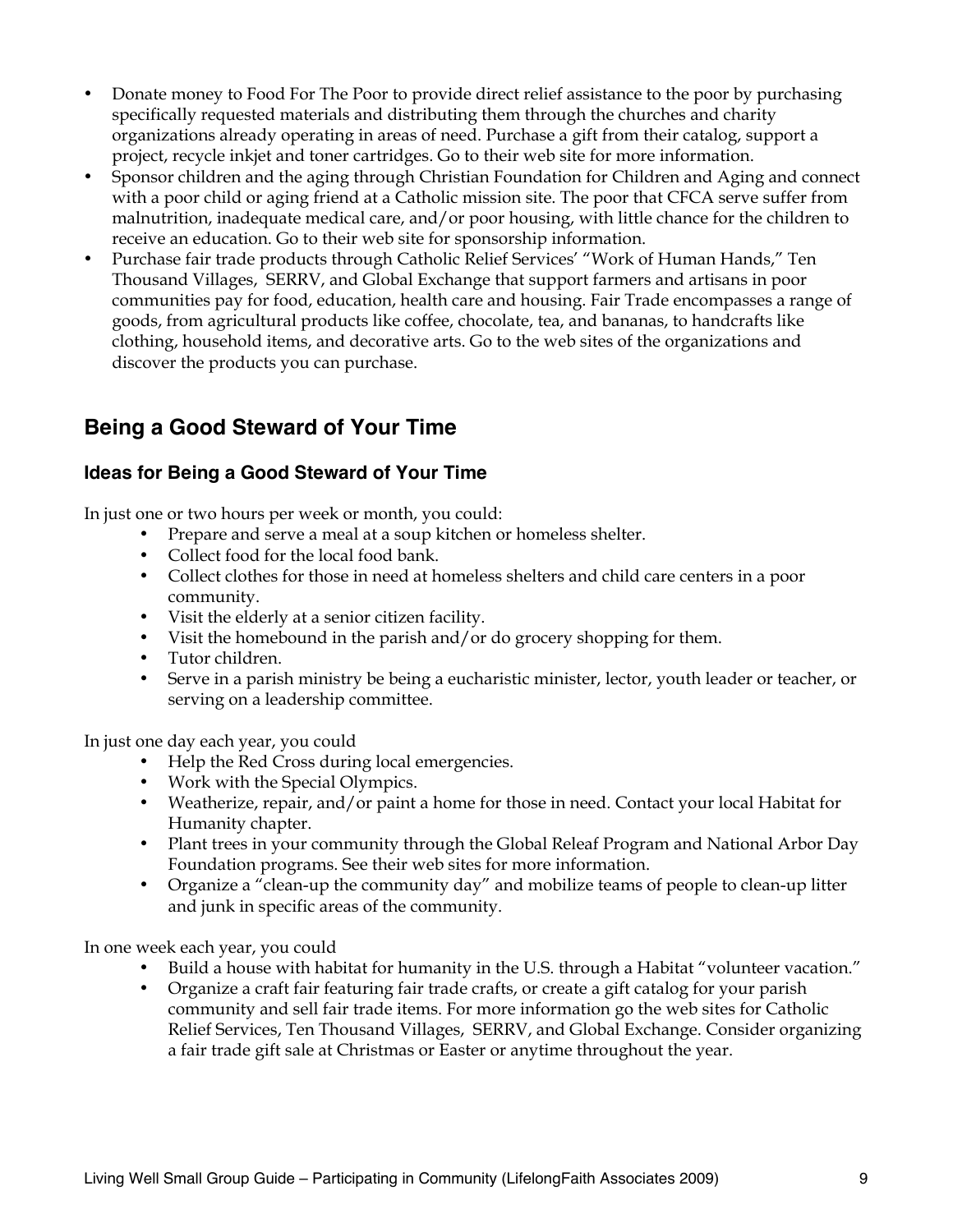- Donate money to Food For The Poor to provide direct relief assistance to the poor by purchasing specifically requested materials and distributing them through the churches and charity organizations already operating in areas of need. Purchase a gift from their catalog, support a project, recycle inkjet and toner cartridges. Go to their web site for more information.
- Sponsor children and the aging through Christian Foundation for Children and Aging and connect with a poor child or aging friend at a Catholic mission site. The poor that CFCA serve suffer from malnutrition, inadequate medical care, and/or poor housing, with little chance for the children to receive an education. Go to their web site for sponsorship information.
- Purchase fair trade products through Catholic Relief Services' "Work of Human Hands," Ten Thousand Villages, SERRV, and Global Exchange that support farmers and artisans in poor communities pay for food, education, health care and housing. Fair Trade encompasses a range of goods, from agricultural products like coffee, chocolate, tea, and bananas, to handcrafts like clothing, household items, and decorative arts. Go to the web sites of the organizations and discover the products you can purchase.

## Being a Good Steward of Your Time

### Ideas for Being a Good Steward of Your Time

In just one or two hours per week or month, you could:

- Prepare and serve a meal at a soup kitchen or homeless shelter.
- Collect food for the local food bank.
- Collect clothes for those in need at homeless shelters and child care centers in a poor community.
- Visit the elderly at a senior citizen facility.
- Visit the homebound in the parish and/or do grocery shopping for them.
- Tutor children.
- Serve in a parish ministry be being a eucharistic minister, lector, youth leader or teacher, or serving on a leadership committee.

In just one day each year, you could

- Help the Red Cross during local emergencies.
- Work with the Special Olympics.
- Weatherize, repair, and/or paint a home for those in need. Contact your local Habitat for Humanity chapter.
- Plant trees in your community through the Global Releaf Program and National Arbor Day Foundation programs. See their web sites for more information.
- Organize a "clean-up the community day" and mobilize teams of people to clean-up litter and junk in specific areas of the community.

In one week each year, you could

- Build a house with habitat for humanity in the U.S. through a Habitat "volunteer vacation."
- Organize a craft fair featuring fair trade crafts, or create a gift catalog for your parish community and sell fair trade items. For more information go the web sites for Catholic Relief Services, Ten Thousand Villages, SERRV, and Global Exchange. Consider organizing a fair trade gift sale at Christmas or Easter or anytime throughout the year.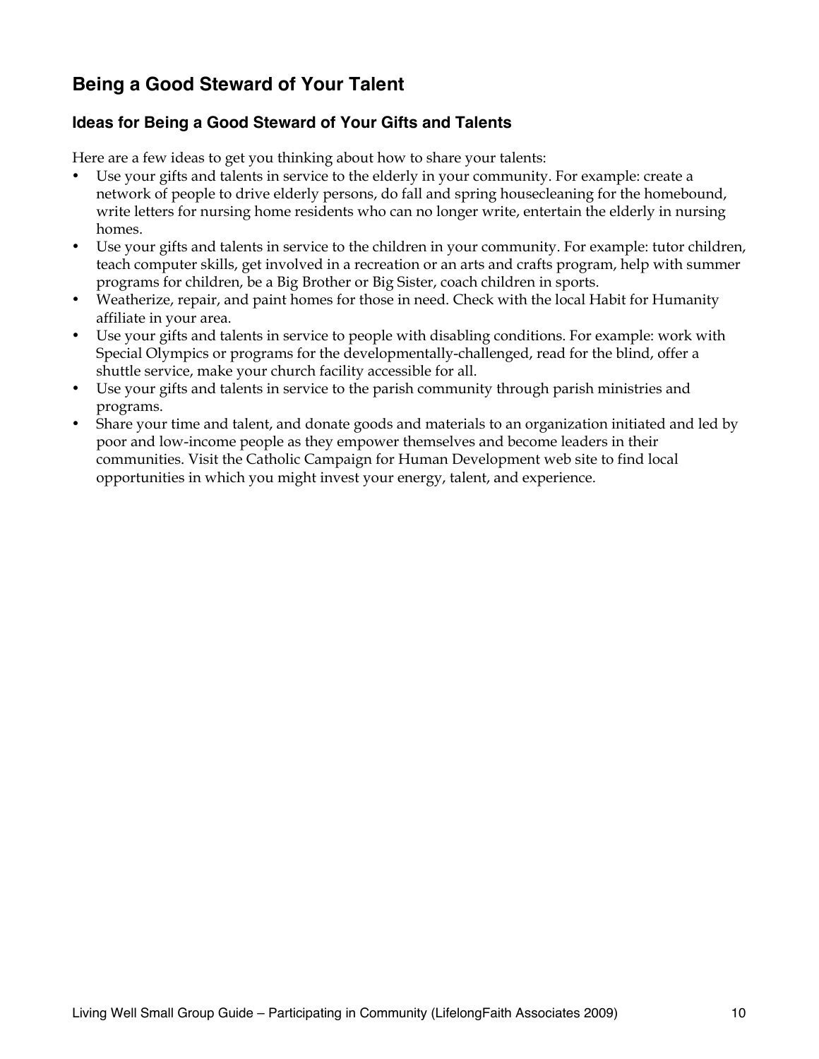## Being a Good Steward of Your Talent

### Ideas for Being a Good Steward of Your Gifts and Talents

Here are a few ideas to get you thinking about how to share your talents:

- Use your gifts and talents in service to the elderly in your community. For example: create a network of people to drive elderly persons, do fall and spring housecleaning for the homebound, write letters for nursing home residents who can no longer write, entertain the elderly in nursing homes.
- Use your gifts and talents in service to the children in your community. For example: tutor children, teach computer skills, get involved in a recreation or an arts and crafts program, help with summer programs for children, be a Big Brother or Big Sister, coach children in sports.
- Weatherize, repair, and paint homes for those in need. Check with the local Habit for Humanity affiliate in your area.
- Use your gifts and talents in service to people with disabling conditions. For example: work with Special Olympics or programs for the developmentally-challenged, read for the blind, offer a shuttle service, make your church facility accessible for all.
- Use your gifts and talents in service to the parish community through parish ministries and programs.
- Share your time and talent, and donate goods and materials to an organization initiated and led by poor and low-income people as they empower themselves and become leaders in their communities. Visit the Catholic Campaign for Human Development web site to find local opportunities in which you might invest your energy, talent, and experience.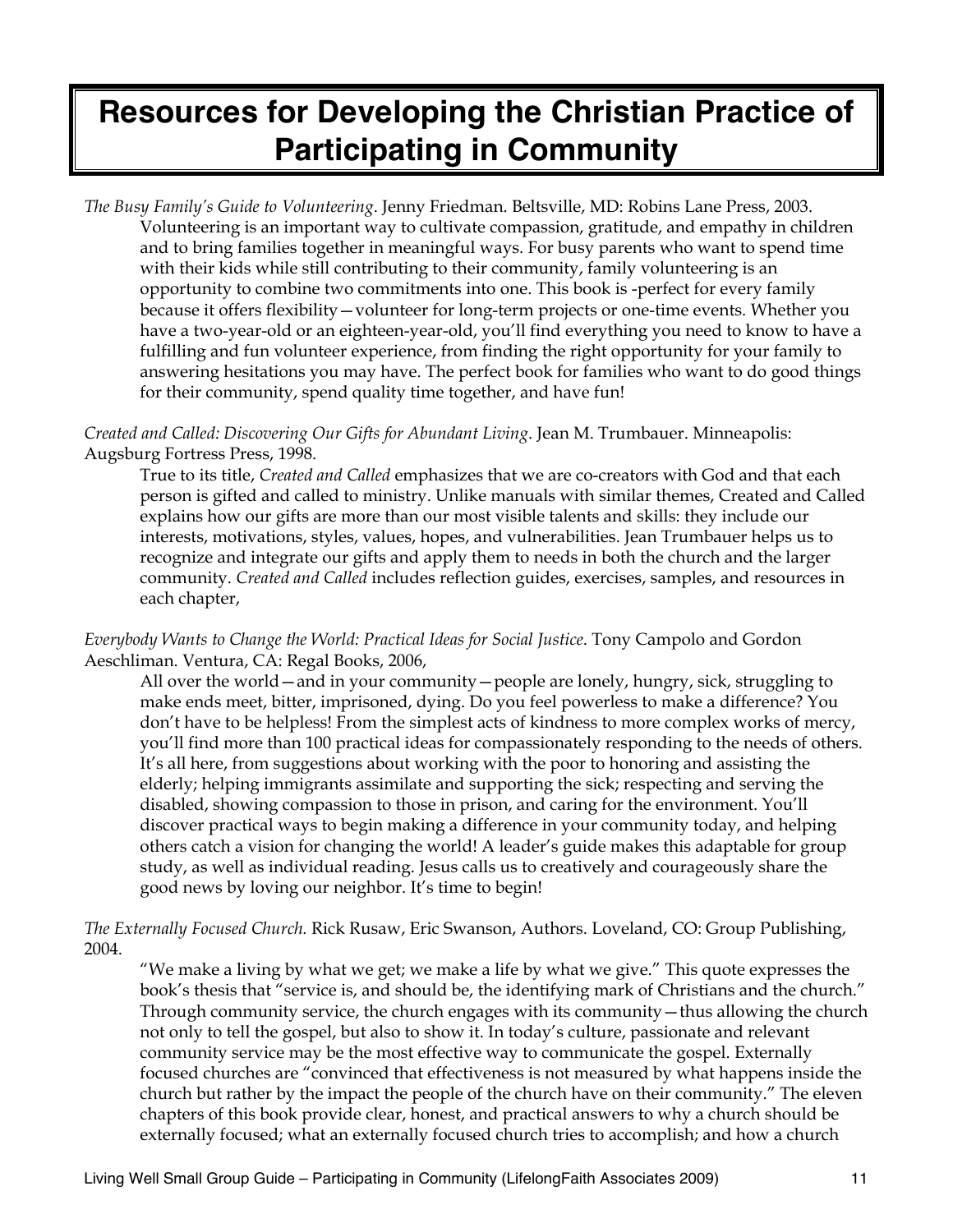# Resources for Developing the Christian Practice of Participating in Community

*The Busy Family's Guide to Volunteering*. Jenny Friedman. Beltsville, MD: Robins Lane Press, 2003.

Volunteering is an important way to cultivate compassion, gratitude, and empathy in children and to bring families together in meaningful ways. For busy parents who want to spend time with their kids while still contributing to their community, family volunteering is an opportunity to combine two commitments into one. This book is -perfect for every family because it offers flexibility—volunteer for long-term projects or one-time events. Whether you have a two-year-old or an eighteen-year-old, you'll find everything you need to know to have a fulfilling and fun volunteer experience, from finding the right opportunity for your family to answering hesitations you may have. The perfect book for families who want to do good things for their community, spend quality time together, and have fun!

*Created and Called: Discovering Our Gifts for Abundant Living*. Jean M. Trumbauer. Minneapolis: Augsburg Fortress Press, 1998.

True to its title, *Created and Called* emphasizes that we are co-creators with God and that each person is gifted and called to ministry. Unlike manuals with similar themes, Created and Called explains how our gifts are more than our most visible talents and skills: they include our interests, motivations, styles, values, hopes, and vulnerabilities. Jean Trumbauer helps us to recognize and integrate our gifts and apply them to needs in both the church and the larger community. *Created and Called* includes reflection guides, exercises, samples, and resources in each chapter,

*Everybody Wants to Change the World: Practical Ideas for Social Justice*. Tony Campolo and Gordon Aeschliman. Ventura, CA: Regal Books, 2006,

All over the world—and in your community—people are lonely, hungry, sick, struggling to make ends meet, bitter, imprisoned, dying. Do you feel powerless to make a difference? You don't have to be helpless! From the simplest acts of kindness to more complex works of mercy, you'll find more than 100 practical ideas for compassionately responding to the needs of others. It's all here, from suggestions about working with the poor to honoring and assisting the elderly; helping immigrants assimilate and supporting the sick; respecting and serving the disabled, showing compassion to those in prison, and caring for the environment. You'll discover practical ways to begin making a difference in your community today, and helping others catch a vision for changing the world! A leader's guide makes this adaptable for group study, as well as individual reading. Jesus calls us to creatively and courageously share the good news by loving our neighbor. It's time to begin!

*The Externally Focused Church.* Rick Rusaw, Eric Swanson, Authors. Loveland, CO: Group Publishing, 2004.

"We make a living by what we get; we make a life by what we give." This quote expresses the book's thesis that "service is, and should be, the identifying mark of Christians and the church." Through community service, the church engages with its community—thus allowing the church not only to tell the gospel, but also to show it. In today's culture, passionate and relevant community service may be the most effective way to communicate the gospel. Externally focused churches are "convinced that effectiveness is not measured by what happens inside the church but rather by the impact the people of the church have on their community." The eleven chapters of this book provide clear, honest, and practical answers to why a church should be externally focused; what an externally focused church tries to accomplish; and how a church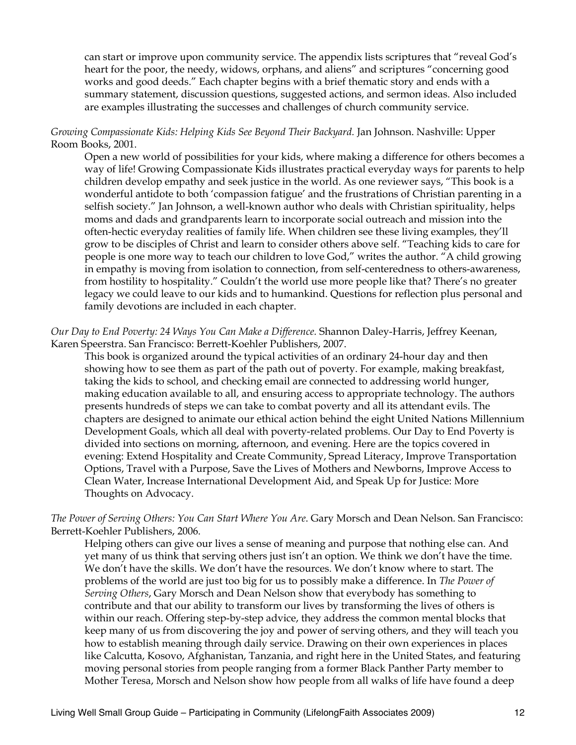can start or improve upon community service. The appendix lists scriptures that "reveal God's heart for the poor, the needy, widows, orphans, and aliens" and scriptures "concerning good works and good deeds." Each chapter begins with a brief thematic story and ends with a summary statement, discussion questions, suggested actions, and sermon ideas. Also included are examples illustrating the successes and challenges of church community service.

*Growing Compassionate Kids: Helping Kids See Beyond Their Backyard.* Jan Johnson. Nashville: Upper Room Books, 2001.

Open a new world of possibilities for your kids, where making a difference for others becomes a way of life! Growing Compassionate Kids illustrates practical everyday ways for parents to help children develop empathy and seek justice in the world. As one reviewer says, "This book is a wonderful antidote to both 'compassion fatigue' and the frustrations of Christian parenting in a selfish society." Jan Johnson, a well-known author who deals with Christian spirituality, helps moms and dads and grandparents learn to incorporate social outreach and mission into the often-hectic everyday realities of family life. When children see these living examples, they'll grow to be disciples of Christ and learn to consider others above self. "Teaching kids to care for people is one more way to teach our children to love God," writes the author. "A child growing in empathy is moving from isolation to connection, from self-centeredness to others-awareness, from hostility to hospitality." Couldn't the world use more people like that? There's no greater legacy we could leave to our kids and to humankind. Questions for reflection plus personal and family devotions are included in each chapter.

*Our Day to End Poverty: 24 Ways You Can Make a Difference.* Shannon Daley-Harris, Jeffrey Keenan, Karen Speerstra. San Francisco: Berrett-Koehler Publishers, 2007.

This book is organized around the typical activities of an ordinary 24-hour day and then showing how to see them as part of the path out of poverty. For example, making breakfast, taking the kids to school, and checking email are connected to addressing world hunger, making education available to all, and ensuring access to appropriate technology. The authors presents hundreds of steps we can take to combat poverty and all its attendant evils. The chapters are designed to animate our ethical action behind the eight United Nations Millennium Development Goals, which all deal with poverty-related problems. Our Day to End Poverty is divided into sections on morning, afternoon, and evening. Here are the topics covered in evening: Extend Hospitality and Create Community, Spread Literacy, Improve Transportation Options, Travel with a Purpose, Save the Lives of Mothers and Newborns, Improve Access to Clean Water, Increase International Development Aid, and Speak Up for Justice: More Thoughts on Advocacy.

*The Power of Serving Others: You Can Start Where You Are*. Gary Morsch and Dean Nelson. San Francisco: Berrett-Koehler Publishers, 2006.

Helping others can give our lives a sense of meaning and purpose that nothing else can. And yet many of us think that serving others just isn't an option. We think we don't have the time. We don't have the skills. We don't have the resources. We don't know where to start. The problems of the world are just too big for us to possibly make a difference. In *The Power of Serving Others*, Gary Morsch and Dean Nelson show that everybody has something to contribute and that our ability to transform our lives by transforming the lives of others is within our reach. Offering step-by-step advice, they address the common mental blocks that keep many of us from discovering the joy and power of serving others, and they will teach you how to establish meaning through daily service. Drawing on their own experiences in places like Calcutta, Kosovo, Afghanistan, Tanzania, and right here in the United States, and featuring moving personal stories from people ranging from a former Black Panther Party member to Mother Teresa, Morsch and Nelson show how people from all walks of life have found a deep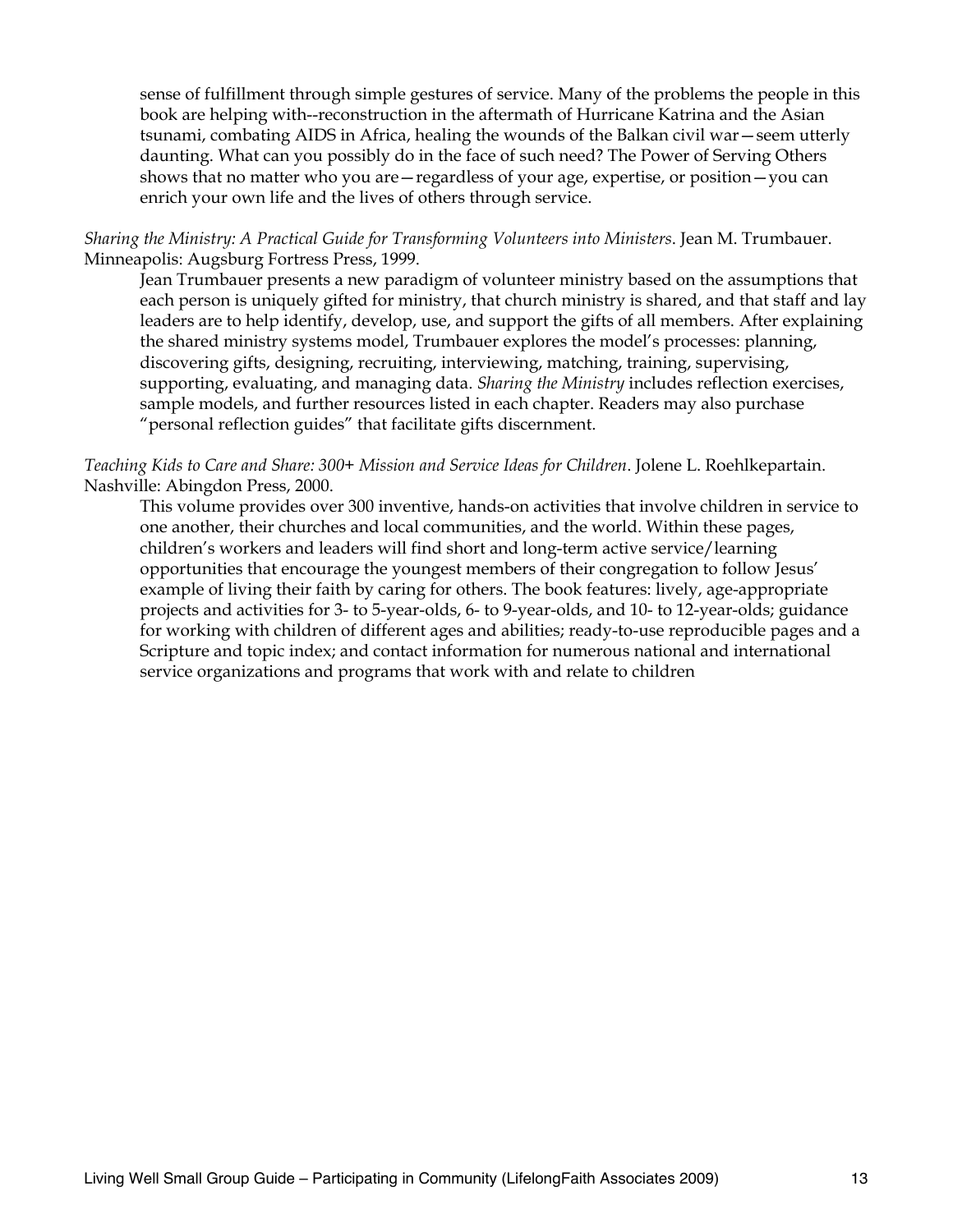sense of fulfillment through simple gestures of service. Many of the problems the people in this book are helping with--reconstruction in the aftermath of Hurricane Katrina and the Asian tsunami, combating AIDS in Africa, healing the wounds of the Balkan civil war—seem utterly daunting. What can you possibly do in the face of such need? The Power of Serving Others shows that no matter who you are—regardless of your age, expertise, or position—you can enrich your own life and the lives of others through service.

*Sharing the Ministry: A Practical Guide for Transforming Volunteers into Ministers*. Jean M. Trumbauer. Minneapolis: Augsburg Fortress Press, 1999.

Jean Trumbauer presents a new paradigm of volunteer ministry based on the assumptions that each person is uniquely gifted for ministry, that church ministry is shared, and that staff and lay leaders are to help identify, develop, use, and support the gifts of all members. After explaining the shared ministry systems model, Trumbauer explores the model's processes: planning, discovering gifts, designing, recruiting, interviewing, matching, training, supervising, supporting, evaluating, and managing data. *Sharing the Ministry* includes reflection exercises, sample models, and further resources listed in each chapter. Readers may also purchase "personal reflection guides" that facilitate gifts discernment.

*Teaching Kids to Care and Share: 300+ Mission and Service Ideas for Children*. Jolene L. Roehlkepartain. Nashville: Abingdon Press, 2000.

This volume provides over 300 inventive, hands-on activities that involve children in service to one another, their churches and local communities, and the world. Within these pages, children's workers and leaders will find short and long-term active service/learning opportunities that encourage the youngest members of their congregation to follow Jesus' example of living their faith by caring for others. The book features: lively, age-appropriate projects and activities for 3- to 5-year-olds, 6- to 9-year-olds, and 10- to 12-year-olds; guidance for working with children of different ages and abilities; ready-to-use reproducible pages and a Scripture and topic index; and contact information for numerous national and international service organizations and programs that work with and relate to children